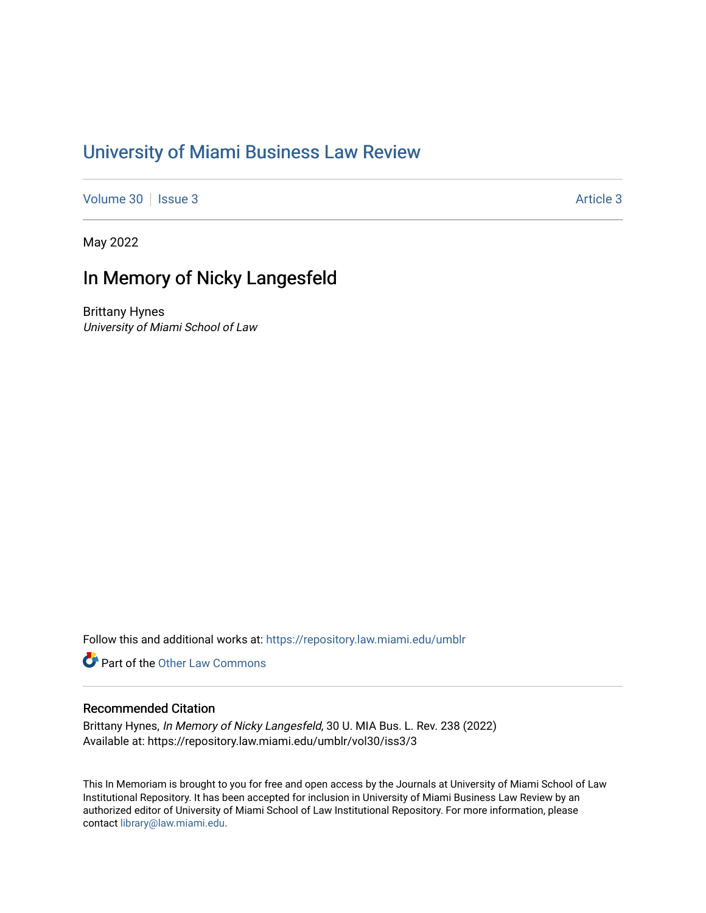# University of Miami Business Law Review

Volume 30 | Issue 3 Article 3

May 2022

## In Memory of Nicky Langesfeld

Brittany Hynes
*University of Miami School of Law*

Follow this and additional works at: https://repository.law.miami.edu/umblr

Part of the Other Law Commons

### Recommended Citation

Brittany Hynes, *In Memory of Nicky Langesfeld*, 30 U. MIA Bus. L. Rev. 238 (2022)
Available at: https://repository.law.miami.edu/umblr/vol30/iss3/3

This In Memoriam is brought to you for free and open access by the Journals at University of Miami School of Law Institutional Repository. It has been accepted for inclusion in University of Miami Business Law Review by an authorized editor of University of Miami School of Law Institutional Repository. For more information, please contact library@law.miami.edu.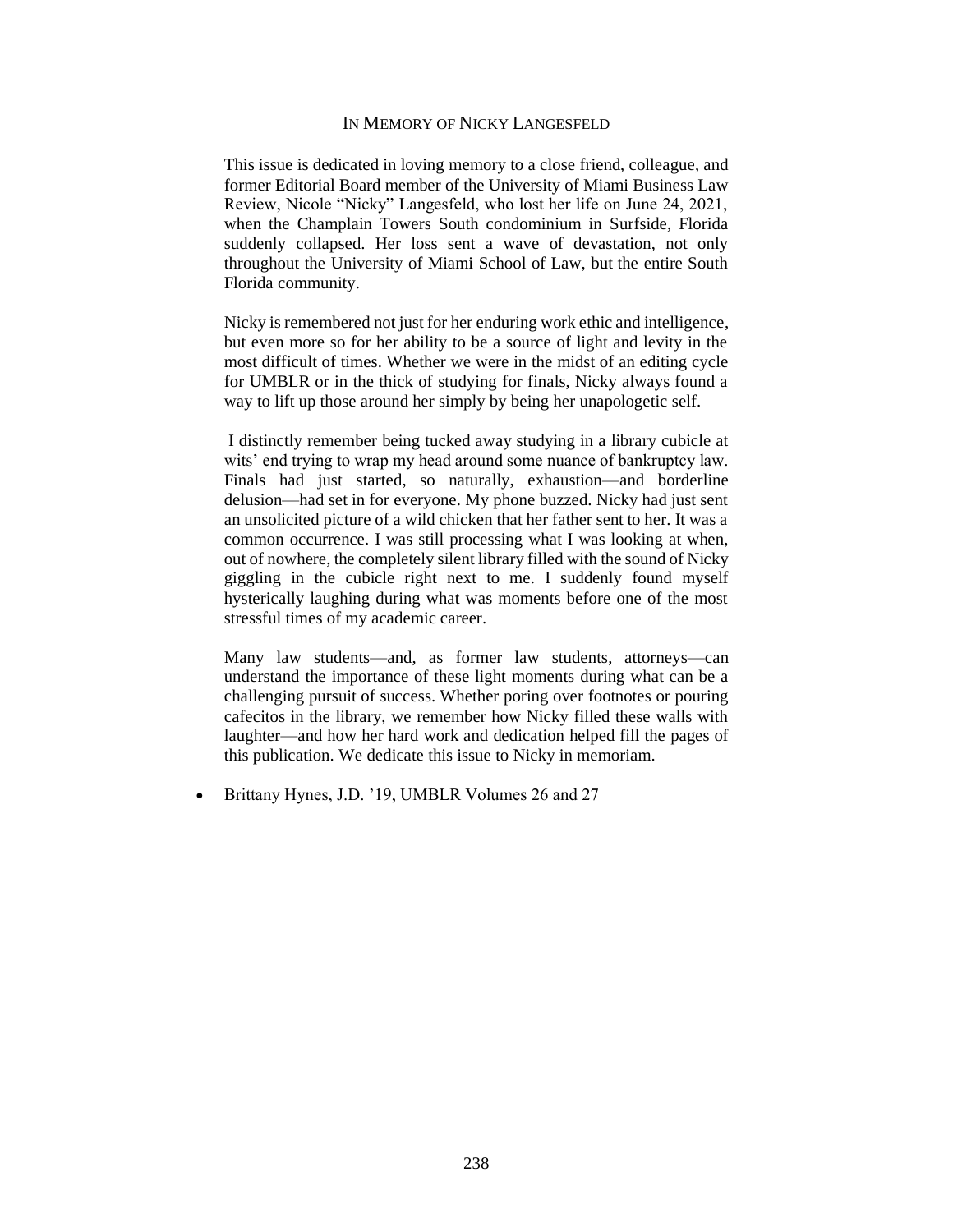# In Memory of Nicky Langesfeld

This issue is dedicated in loving memory to a close friend, colleague, and former Editorial Board member of the University of Miami Business Law Review, Nicole "Nicky" Langesfeld, who lost her life on June 24, 2021, when the Champlain Towers South condominium in Surfside, Florida suddenly collapsed. Her loss sent a wave of devastation, not only throughout the University of Miami School of Law, but the entire South Florida community.

Nicky is remembered not just for her enduring work ethic and intelligence, but even more so for her ability to be a source of light and levity in the most difficult of times. Whether we were in the midst of an editing cycle for UMBLR or in the thick of studying for finals, Nicky always found a way to lift up those around her simply by being her unapologetic self.

I distinctly remember being tucked away studying in a library cubicle at wits' end trying to wrap my head around some nuance of bankruptcy law. Finals had just started, so naturally, exhaustion—and borderline delusion—had set in for everyone. My phone buzzed. Nicky had just sent an unsolicited picture of a wild chicken that her father sent to her. It was a common occurrence. I was still processing what I was looking at when, out of nowhere, the completely silent library filled with the sound of Nicky giggling in the cubicle right next to me. I suddenly found myself hysterically laughing during what was moments before one of the most stressful times of my academic career.

Many law students—and, as former law students, attorneys—can understand the importance of these light moments during what can be a challenging pursuit of success. Whether poring over footnotes or pouring cafecitos in the library, we remember how Nicky filled these walls with laughter—and how her hard work and dedication helped fill the pages of this publication. We dedicate this issue to Nicky in memoriam.

- Brittany Hynes, J.D. '19, UMBLR Volumes 26 and 27